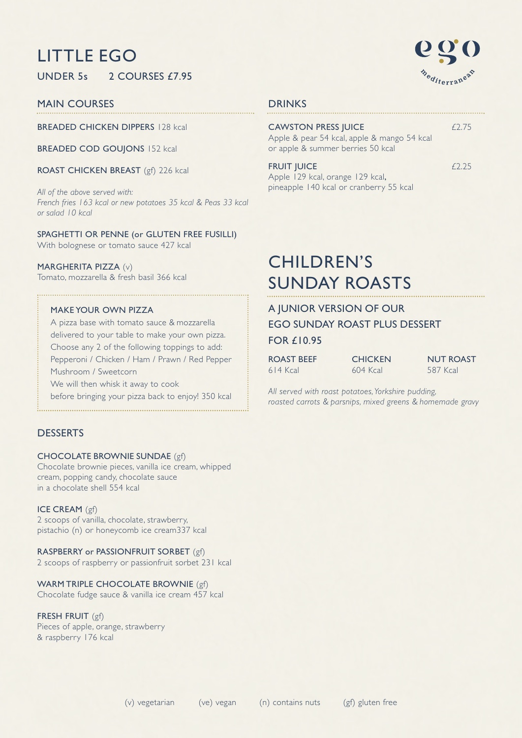# LITTLE EGO

UNDER 5s 2 COURSES £7.95

ego mediterranean

## MAIN COURSES

**BREADED CHICKEN DIPPERS** 128 kcal

**BREADED COD GOUJONS** 152 kcal

**ROAST CHICKEN BREAST** (gf) 226 kcal

*All of the above served with:*
*French fries 163 kcal or new potatoes 35 kcal & Peas 33 kcal or salad 10 kcal*

**SPAGHETTI OR PENNE (or GLUTEN FREE FUSILLI)**
With bolognese or tomato sauce 427 kcal

**MARGHERITA PIZZA** (v)
Tomato, mozzarella & fresh basil 366 kcal

**MAKE YOUR OWN PIZZA**
A pizza base with tomato sauce & mozzarella delivered to your table to make your own pizza.
Choose any 2 of the following toppings to add:
Pepperoni / Chicken / Ham / Prawn / Red Pepper
Mushroom / Sweetcorn
We will then whisk it away to cook
before bringing your pizza back to enjoy! 350 kcal

## DESSERTS

**CHOCOLATE BROWNIE SUNDAE** (gf)
Chocolate brownie pieces, vanilla ice cream, whipped cream, popping candy, chocolate sauce in a chocolate shell 554 kcal

**ICE CREAM** (gf)
2 scoops of vanilla, chocolate, strawberry, pistachio (n) or honeycomb ice cream337 kcal

**RASPBERRY or PASSIONFRUIT SORBET** (gf)
2 scoops of raspberry or passionfruit sorbet 231 kcal

**WARM TRIPLE CHOCOLATE BROWNIE** (gf)
Chocolate fudge sauce & vanilla ice cream 457 kcal

**FRESH FRUIT** (gf)
Pieces of apple, orange, strawberry & raspberry 176 kcal

## DRINKS

**CAWSTON PRESS JUICE** £2.75
Apple & pear 54 kcal, apple & mango 54 kcal or apple & summer berries 50 kcal

**FRUIT JUICE** £2.25
Apple 129 kcal, orange 129 kcal, pineapple 140 kcal or cranberry 55 kcal

# CHILDREN'S SUNDAY ROASTS

### A JUNIOR VERSION OF OUR EGO SUNDAY ROAST PLUS DESSERT FOR £10.95

| ROAST BEEF | CHICKEN | NUT ROAST |
|---|---|---|
| 614 Kcal | 604 Kcal | 587 Kcal |

*All served with roast potatoes, Yorkshire pudding, roasted carrots & parsnips, mixed greens & homemade gravy*

(v) vegetarian (ve) vegan (n) contains nuts (gf) gluten free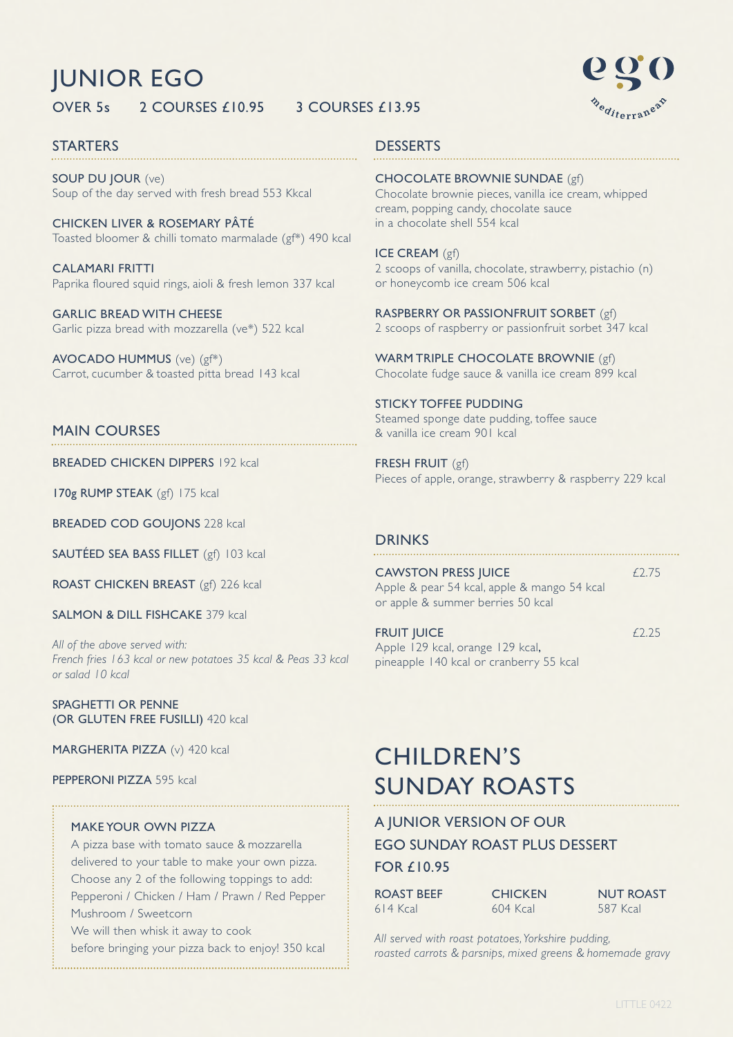# JUNIOR EGO

OVER 5s 2 COURSES £10.95 3 COURSES £13.95

ego mediterranean

## STARTERS

**SOUP DU JOUR** (ve)
Soup of the day served with fresh bread 553 Kkcal

**CHICKEN LIVER & ROSEMARY PÂTÉ**
Toasted bloomer & chilli tomato marmalade (gf*) 490 kcal

**CALAMARI FRITTI**
Paprika floured squid rings, aioli & fresh lemon 337 kcal

**GARLIC BREAD WITH CHEESE**
Garlic pizza bread with mozzarella (ve*) 522 kcal

**AVOCADO HUMMUS** (ve) (gf*)
Carrot, cucumber & toasted pitta bread 143 kcal

## MAIN COURSES

**BREADED CHICKEN DIPPERS** 192 kcal

**170g RUMP STEAK** (gf) 175 kcal

**BREADED COD GOUJONS** 228 kcal

**SAUTÉED SEA BASS FILLET** (gf) 103 kcal

**ROAST CHICKEN BREAST** (gf) 226 kcal

**SALMON & DILL FISHCAKE** 379 kcal

*All of the above served with:*
*French fries 163 kcal or new potatoes 35 kcal & Peas 33 kcal or salad 10 kcal*

**SPAGHETTI OR PENNE (OR GLUTEN FREE FUSILLI)** 420 kcal

**MARGHERITA PIZZA** (v) 420 kcal

**PEPPERONI PIZZA** 595 kcal

### MAKE YOUR OWN PIZZA

A pizza base with tomato sauce & mozzarella delivered to your table to make your own pizza.
Choose any 2 of the following toppings to add:
Pepperoni / Chicken / Ham / Prawn / Red Pepper
Mushroom / Sweetcorn
We will then whisk it away to cook
before bringing your pizza back to enjoy! 350 kcal

## DESSERTS

**CHOCOLATE BROWNIE SUNDAE** (gf)
Chocolate brownie pieces, vanilla ice cream, whipped cream, popping candy, chocolate sauce in a chocolate shell 554 kcal

**ICE CREAM** (gf)
2 scoops of vanilla, chocolate, strawberry, pistachio (n) or honeycomb ice cream 506 kcal

**RASPBERRY OR PASSIONFRUIT SORBET** (gf)
2 scoops of raspberry or passionfruit sorbet 347 kcal

**WARM TRIPLE CHOCOLATE BROWNIE** (gf)
Chocolate fudge sauce & vanilla ice cream 899 kcal

**STICKY TOFFEE PUDDING**
Steamed sponge date pudding, toffee sauce & vanilla ice cream 901 kcal

**FRESH FRUIT** (gf)
Pieces of apple, orange, strawberry & raspberry 229 kcal

## DRINKS

**CAWSTON PRESS JUICE** £2.75
Apple & pear 54 kcal, apple & mango 54 kcal or apple & summer berries 50 kcal

**FRUIT JUICE** £2.25
Apple 129 kcal, orange 129 kcal, pineapple 140 kcal or cranberry 55 kcal

# CHILDREN'S SUNDAY ROASTS

### A JUNIOR VERSION OF OUR EGO SUNDAY ROAST PLUS DESSERT FOR £10.95

**ROAST BEEF**
614 Kcal

**CHICKEN**
604 Kcal

**NUT ROAST**
587 Kcal

*All served with roast potatoes, Yorkshire pudding, roasted carrots & parsnips, mixed greens & homemade gravy*

LITTLE 0422